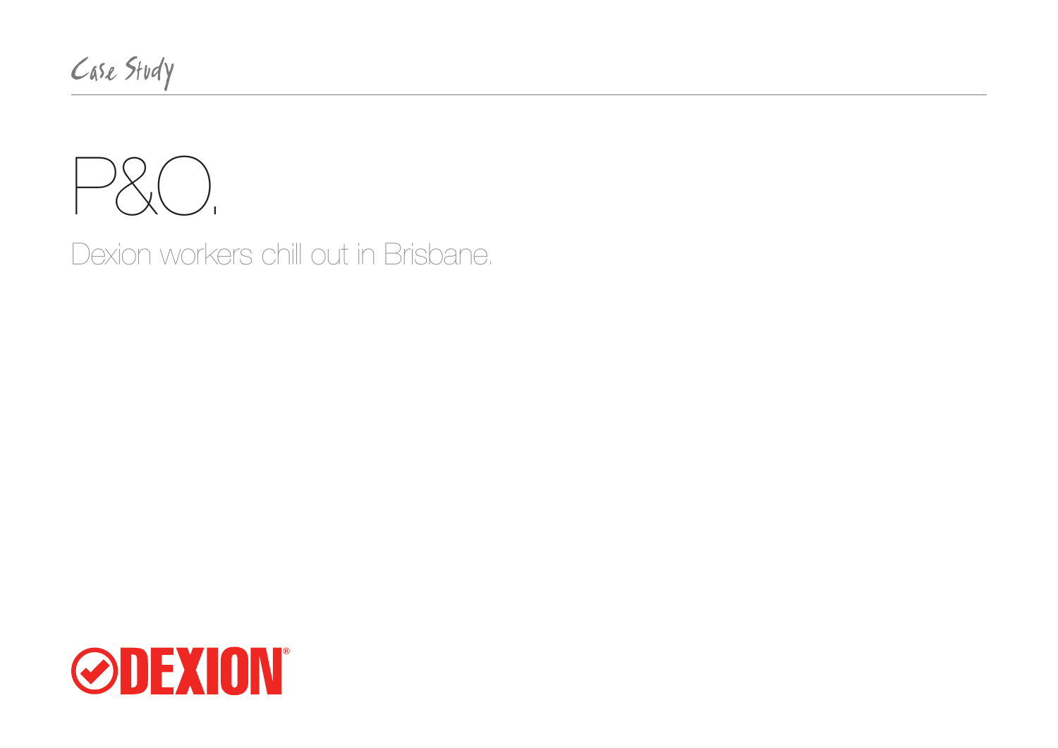Case Study

# P&O.

## Dexion workers chill out in Brisbane.

DEXION®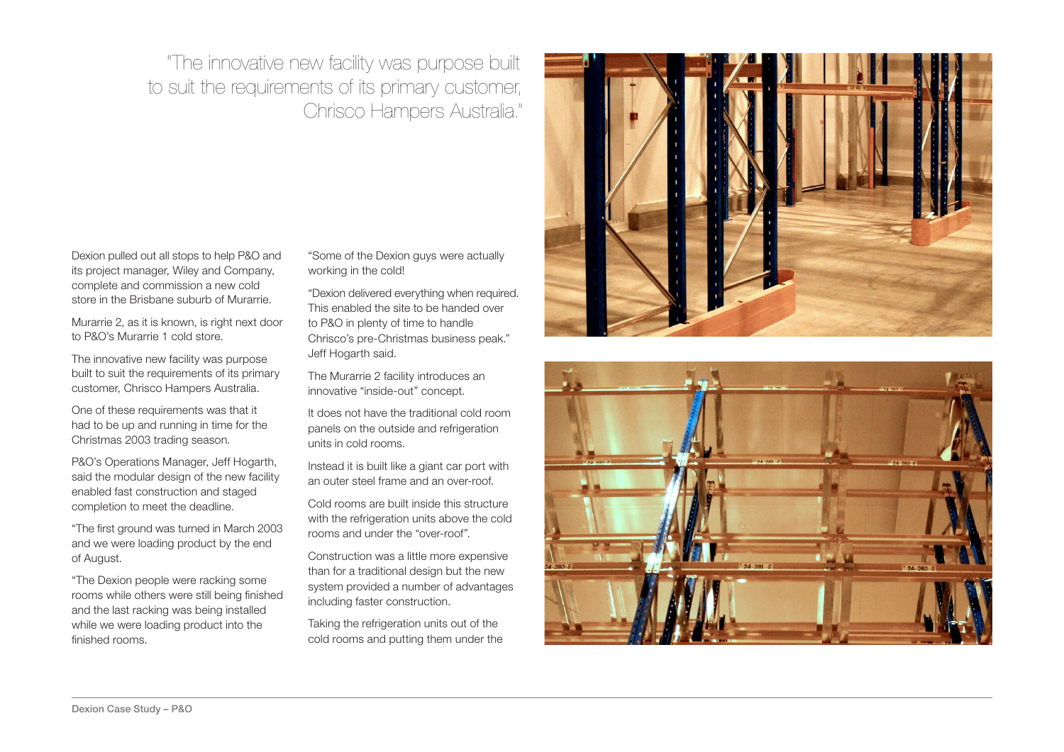> "The innovative new facility was purpose built to suit the requirements of its primary customer, Chrisco Hampers Australia."

Dexion pulled out all stops to help P&O and its project manager, Wiley and Company, complete and commission a new cold store in the Brisbane suburb of Murarrie.

Murarrie 2, as it is known, is right next door to P&O's Murarrie 1 cold store.

The innovative new facility was purpose built to suit the requirements of its primary customer, Chrisco Hampers Australia.

One of these requirements was that it had to be up and running in time for the Christmas 2003 trading season.

P&O's Operations Manager, Jeff Hogarth, said the modular design of the new facility enabled fast construction and staged completion to meet the deadline.

"The first ground was turned in March 2003 and we were loading product by the end of August.

"The Dexion people were racking some rooms while others were still being finished and the last racking was being installed while we were loading product into the finished rooms.

"Some of the Dexion guys were actually working in the cold!

"Dexion delivered everything when required. This enabled the site to be handed over to P&O in plenty of time to handle Chrisco's pre-Christmas business peak." Jeff Hogarth said.

The Murarrie 2 facility introduces an innovative "inside-out" concept.

It does not have the traditional cold room panels on the outside and refrigeration units in cold rooms.

Instead it is built like a giant car port with an outer steel frame and an over-roof.

Cold rooms are built inside this structure with the refrigeration units above the cold rooms and under the "over-roof".

Construction was a little more expensive than for a traditional design but the new system provided a number of advantages including faster construction.

Taking the refrigeration units out of the cold rooms and putting them under the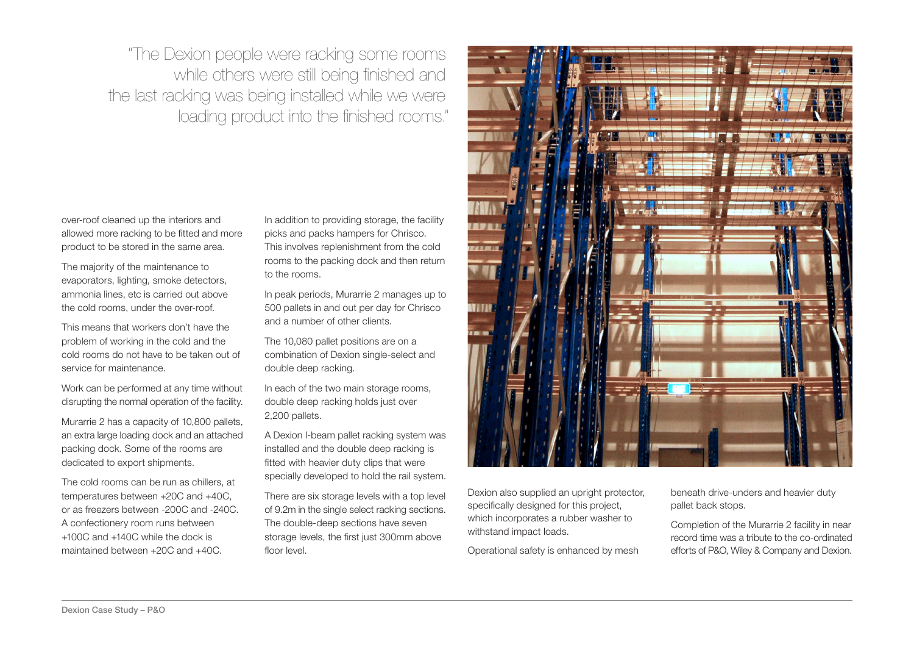"The Dexion people were racking some rooms while others were still being finished and the last racking was being installed while we were loading product into the finished rooms."

over-roof cleaned up the interiors and allowed more racking to be fitted and more product to be stored in the same area.

The majority of the maintenance to evaporators, lighting, smoke detectors, ammonia lines, etc is carried out above the cold rooms, under the over-roof.

This means that workers don't have the problem of working in the cold and the cold rooms do not have to be taken out of service for maintenance.

Work can be performed at any time without disrupting the normal operation of the facility.

Murarrie 2 has a capacity of 10,800 pallets, an extra large loading dock and an attached packing dock. Some of the rooms are dedicated to export shipments.

The cold rooms can be run as chillers, at temperatures between +20C and +40C, or as freezers between -200C and -240C. A confectionery room runs between +100C and +140C while the dock is maintained between +20C and +40C.

In addition to providing storage, the facility picks and packs hampers for Chrisco. This involves replenishment from the cold rooms to the packing dock and then return to the rooms.

In peak periods, Murarrie 2 manages up to 500 pallets in and out per day for Chrisco and a number of other clients.

The 10,080 pallet positions are on a combination of Dexion single-select and double deep racking.

In each of the two main storage rooms, double deep racking holds just over 2,200 pallets.

A Dexion I-beam pallet racking system was installed and the double deep racking is fitted with heavier duty clips that were specially developed to hold the rail system.

There are six storage levels with a top level of 9.2m in the single select racking sections. The double-deep sections have seven storage levels, the first just 300mm above floor level.

Dexion also supplied an upright protector, specifically designed for this project, which incorporates a rubber washer to withstand impact loads.

Operational safety is enhanced by mesh beneath drive-unders and heavier duty pallet back stops.

Completion of the Murarrie 2 facility in near record time was a tribute to the co-ordinated efforts of P&O, Wiley & Company and Dexion.